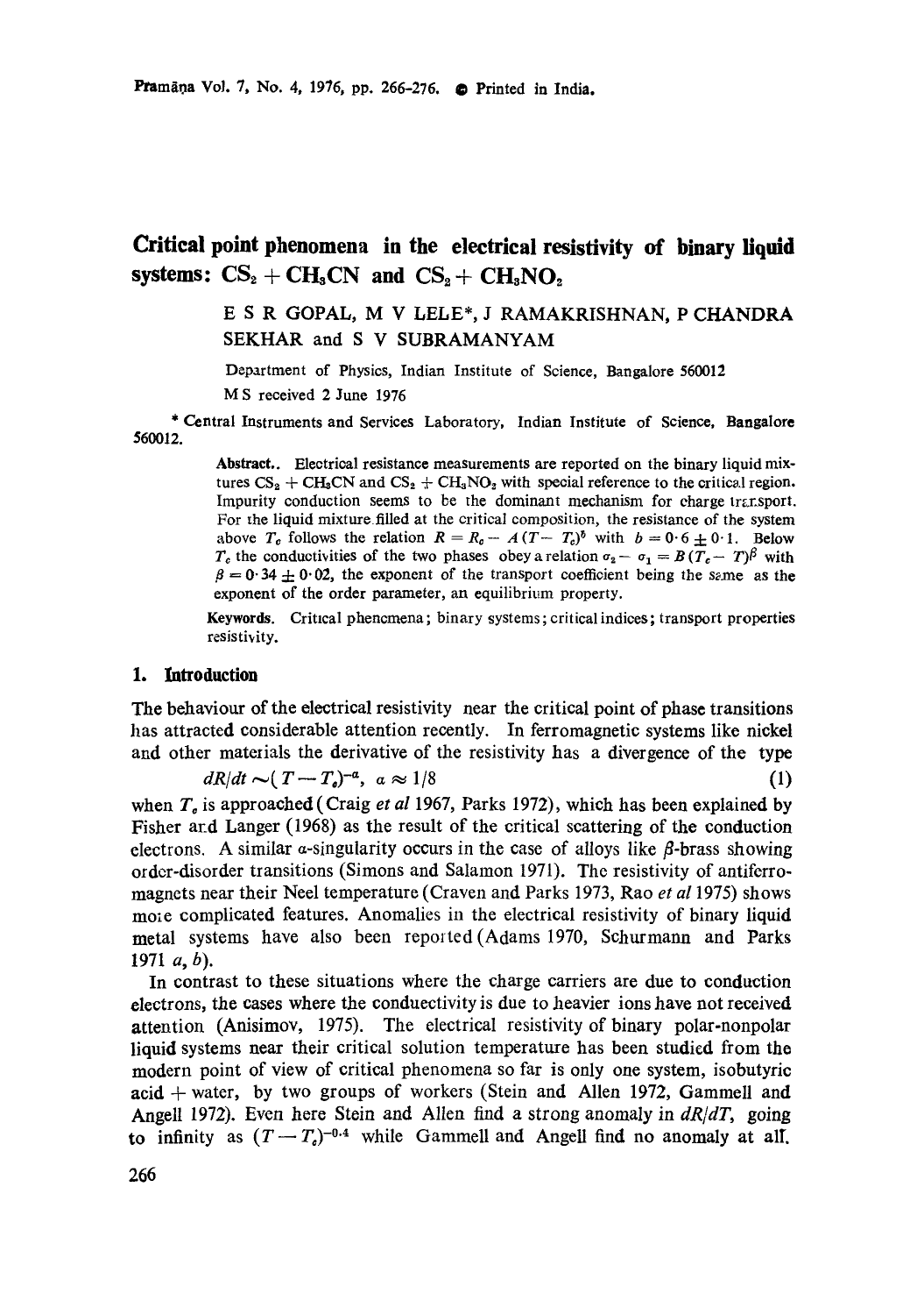# Critical point phenomena in the electrical resistivity of binary liquid systems: $CS_2 + CH_3CN$ and $CS_2 + CH_3NO_2$

E S R GOPAL, M V LELE*, J RAMAKRISHNAN, P CHANDRA SEKHAR and S V SUBRAMANYAM

Department of Physics, Indian Institute of Science, Bangalore 560012

M S received 2 June 1976

\* Central Instruments and Services Laboratory, Indian Institute of Science, Bangalore 560012.

**Abstract.** Electrical resistance measurements are reported on the binary liquid mixtures $CS_2 + CH_3CN$ and $CS_2 + CH_3NO_2$ with special reference to the critical region. Impurity conduction seems to be the dominant mechanism for charge transport. For the liquid mixture filled at the critical composition, the resistance of the system above $T_c$ follows the relation $R = R_c - A(T - T_c)^b$ with $b = 0 \cdot 6 \pm 0 \cdot 1$. Below $T_c$ the conductivities of the two phases obey a relation $\sigma_2 - \sigma_1 = B(T_c - T)^\beta$ with $\beta = 0 \cdot 34 \pm 0 \cdot 02$, the exponent of the transport coefficient being the same as the exponent of the order parameter, an equilibrium property.

**Keywords.** Critical phenomena; binary systems; critical indices; transport properties resistivity.

## 1. Introduction

The behaviour of the electrical resistivity near the critical point of phase transitions has attracted considerable attention recently. In ferromagnetic systems like nickel and other materials the derivative of the resistivity has a divergence of the type

$$dR/dt \sim (T - T_c)^{-\alpha}, \ \alpha \approx 1/8 \tag{1}$$

when $T_c$ is approached (Craig *et al* 1967, Parks 1972), which has been explained by Fisher and Langer (1968) as the result of the critical scattering of the conduction electrons. A similar $\alpha$-singularity occurs in the case of alloys like $\beta$-brass showing order-disorder transitions (Simons and Salamon 1971). The resistivity of antiferromagnets near their Neel temperature (Craven and Parks 1973, Rao *et al* 1975) shows more complicated features. Anomalies in the electrical resistivity of binary liquid metal systems have also been reported (Adams 1970, Schurmann and Parks 1971 *a*, *b*).

In contrast to these situations where the charge carriers are due to conduction electrons, the cases where the conduectivity is due to heavier ions have not received attention (Anisimov, 1975). The electrical resistivity of binary polar-nonpolar liquid systems near their critical solution temperature has been studied from the modern point of view of critical phenomena so far is only one system, isobutyric acid + water, by two groups of workers (Stein and Allen 1972, Gammell and Angell 1972). Even here Stein and Allen find a strong anomaly in $dR/dT$, going to infinity as $(T - T_c)^{-0.4}$ while Gammell and Angell find no anomaly at all.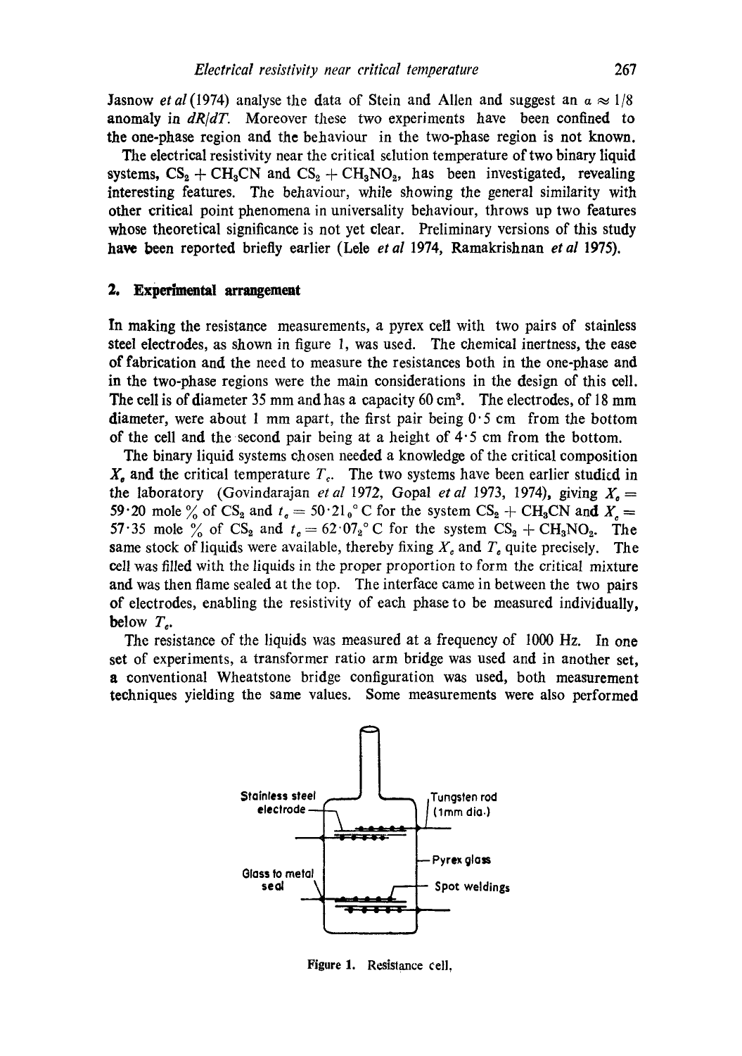Jasnow *et al* (1974) analyse the data of Stein and Allen and suggest an $\alpha \approx 1/8$ anomaly in $dR/dT$. Moreover these two experiments have been confined to the one-phase region and the behaviour in the two-phase region is not known.

The electrical resistivity near the critical solution temperature of two binary liquid systems, $CS_2 + CH_3CN$ and $CS_2 + CH_3NO_2$, has been investigated, revealing interesting features. The behaviour, while showing the general similarity with other critical point phenomena in universality behaviour, throws up two features whose theoretical significance is not yet clear. Preliminary versions of this study have been reported briefly earlier (Lele *et al* 1974, Ramakrishnan *et al* 1975).

## 2. Experimental arrangement

In making the resistance measurements, a pyrex cell with two pairs of stainless steel electrodes, as shown in figure 1, was used. The chemical inertness, the ease of fabrication and the need to measure the resistances both in the one-phase and in the two-phase regions were the main considerations in the design of this cell. The cell is of diameter 35 mm and has a capacity 60 cm³. The electrodes, of 18 mm diameter, were about 1 mm apart, the first pair being 0·5 cm from the bottom of the cell and the second pair being at a height of 4·5 cm from the bottom.

The binary liquid systems chosen needed a knowledge of the critical composition $X_c$ and the critical temperature $T_c$. The two systems have been earlier studied in the laboratory (Govindarajan *et al* 1972, Gopal *et al* 1973, 1974), giving $X_c =$ 59·20 mole % of $CS_2$ and $t_c = 50{\cdot}21_0$° C for the system $CS_2 + CH_3CN$ and $X_c =$ 57·35 mole % of $CS_2$ and $t_c = 62{\cdot}07_2$° C for the system $CS_2 + CH_3NO_2$. The same stock of liquids were available, thereby fixing $X_c$ and $T_c$ quite precisely. The cell was filled with the liquids in the proper proportion to form the critical mixture and was then flame sealed at the top. The interface came in between the two pairs of electrodes, enabling the resistivity of each phase to be measured individually, below $T_c$.

The resistance of the liquids was measured at a frequency of 1000 Hz. In one set of experiments, a transformer ratio arm bridge was used and in another set, a conventional Wheatstone bridge configuration was used, both measurement techniques yielding the same values. Some measurements were also performed

Stainless steel electrode

Tungsten rod (1mm dia.)

Pyrex glass

Glass to metal seal

Spot weldings

Figure 1. Resistance cell.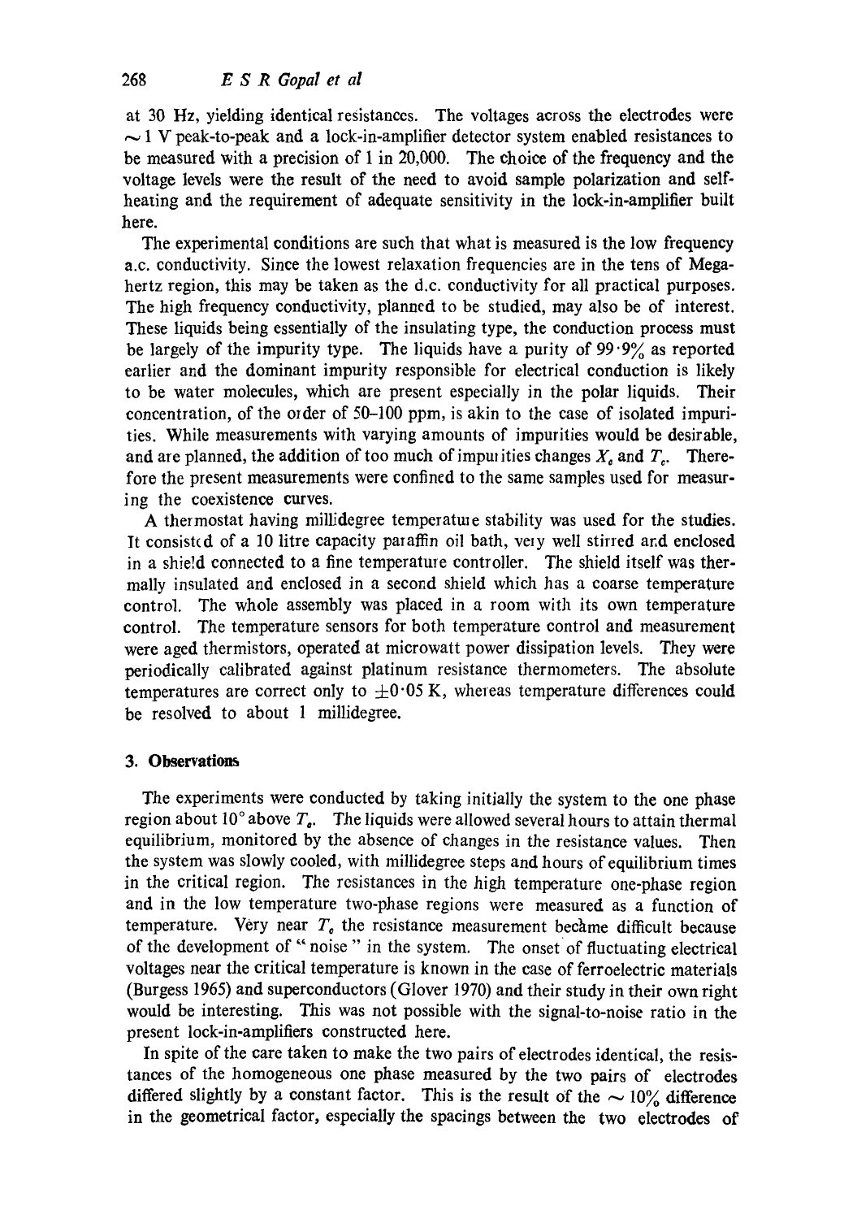at 30 Hz, yielding identical resistances. The voltages across the electrodes were $\sim 1$ V peak-to-peak and a lock-in-amplifier detector system enabled resistances to be measured with a precision of 1 in 20,000. The choice of the frequency and the voltage levels were the result of the need to avoid sample polarization and self-heating and the requirement of adequate sensitivity in the lock-in-amplifier built here.

The experimental conditions are such that what is measured is the low frequency a.c. conductivity. Since the lowest relaxation frequencies are in the tens of Megahertz region, this may be taken as the d.c. conductivity for all practical purposes. The high frequency conductivity, planned to be studied, may also be of interest. These liquids being essentially of the insulating type, the conduction process must be largely of the impurity type. The liquids have a purity of 99·9% as reported earlier and the dominant impurity responsible for electrical conduction is likely to be water molecules, which are present especially in the polar liquids. Their concentration, of the order of 50–100 ppm, is akin to the case of isolated impurities. While measurements with varying amounts of impurities would be desirable, and are planned, the addition of too much of impurities changes $X_c$ and $T_c$. Therefore the present measurements were confined to the same samples used for measuring the coexistence curves.

A thermostat having millidegree temperature stability was used for the studies. It consisted of a 10 litre capacity paraffin oil bath, very well stirred and enclosed in a shield connected to a fine temperature controller. The shield itself was thermally insulated and enclosed in a second shield which has a coarse temperature control. The whole assembly was placed in a room with its own temperature control. The temperature sensors for both temperature control and measurement were aged thermistors, operated at microwatt power dissipation levels. They were periodically calibrated against platinum resistance thermometers. The absolute temperatures are correct only to $\pm 0{\cdot}05$ K, whereas temperature differences could be resolved to about 1 millidegree.

## 3. Observations

The experiments were conducted by taking initially the system to the one phase region about 10° above $T_c$. The liquids were allowed several hours to attain thermal equilibrium, monitored by the absence of changes in the resistance values. Then the system was slowly cooled, with millidegree steps and hours of equilibrium times in the critical region. The resistances in the high temperature one-phase region and in the low temperature two-phase regions were measured as a function of temperature. Very near $T_c$ the resistance measurement became difficult because of the development of "noise" in the system. The onset of fluctuating electrical voltages near the critical temperature is known in the case of ferroelectric materials (Burgess 1965) and superconductors (Glover 1970) and their study in their own right would be interesting. This was not possible with the signal-to-noise ratio in the present lock-in-amplifiers constructed here.

In spite of the care taken to make the two pairs of electrodes identical, the resistances of the homogeneous one phase measured by the two pairs of electrodes differed slightly by a constant factor. This is the result of the $\sim 10\%$ difference in the geometrical factor, especially the spacings between the two electrodes of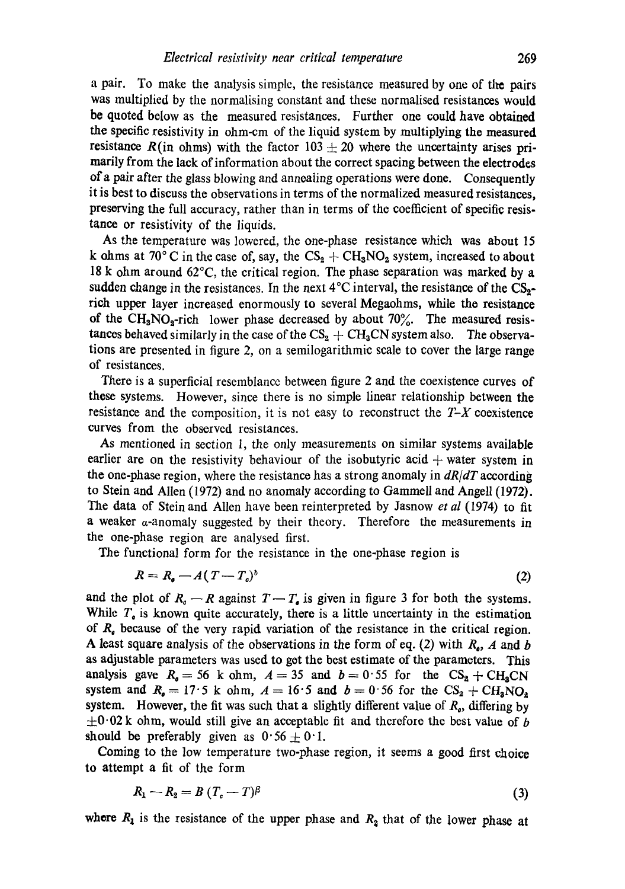a pair. To make the analysis simple, the resistance measured by one of the pairs was multiplied by the normalising constant and these normalised resistances would be quoted below as the measured resistances. Further one could have obtained the specific resistivity in ohm-cm of the liquid system by multiplying the measured resistance $R$ (in ohms) with the factor $103 \pm 20$ where the uncertainty arises primarily from the lack of information about the correct spacing between the electrodes of a pair after the glass blowing and annealing operations were done. Consequently it is best to discuss the observations in terms of the normalized measured resistances, preserving the full accuracy, rather than in terms of the coefficient of specific resistance or resistivity of the liquids.

As the temperature was lowered, the one-phase resistance which was about 15 k ohms at 70° C in the case of, say, the $CS_2 + CH_3NO_2$ system, increased to about 18 k ohm around 62°C, the critical region. The phase separation was marked by a sudden change in the resistances. In the next 4°C interval, the resistance of the $CS_2$-rich upper layer increased enormously to several Megaohms, while the resistance of the $CH_3NO_2$-rich lower phase decreased by about 70%. The measured resistances behaved similarly in the case of the $CS_2 + CH_3CN$ system also. The observations are presented in figure 2, on a semilogarithmic scale to cover the large range of resistances.

There is a superficial resemblance between figure 2 and the coexistence curves of these systems. However, since there is no simple linear relationship between the resistance and the composition, it is not easy to reconstruct the $T$-$X$ coexistence curves from the observed resistances.

As mentioned in section 1, the only measurements on similar systems available earlier are on the resistivity behaviour of the isobutyric acid + water system in the one-phase region, where the resistance has a strong anomaly in $dR/dT$ according to Stein and Allen (1972) and no anomaly according to Gammell and Angell (1972). The data of Stein and Allen have been reinterpreted by Jasnow *et al* (1974) to fit a weaker $\alpha$-anomaly suggested by their theory. Therefore the measurements in the one-phase region are analysed first.

The functional form for the resistance in the one-phase region is

$$R = R_c - A(T - T_c)^b \tag{2}$$

and the plot of $R_c - R$ against $T - T_c$ is given in figure 3 for both the systems. While $T_c$ is known quite accurately, there is a little uncertainty in the estimation of $R_c$ because of the very rapid variation of the resistance in the critical region. A least square analysis of the observations in the form of eq. (2) with $R_c$, $A$ and $b$ as adjustable parameters was used to get the best estimate of the parameters. This analysis gave $R_c = 56$ k ohm, $A = 35$ and $b = 0{\cdot}55$ for the $CS_2 + CH_3CN$ system and $R_c = 17{\cdot}5$ k ohm, $A = 16{\cdot}5$ and $b = 0{\cdot}56$ for the $CS_2 + CH_3NO_2$ system. However, the fit was such that a slightly different value of $R_c$, differing by $\pm 0{\cdot}02$ k ohm, would still give an acceptable fit and therefore the best value of $b$ should be preferably given as $0{\cdot}56 \pm 0{\cdot}1$.

Coming to the low temperature two-phase region, it seems a good first choice to attempt a fit of the form

$$R_1 - R_2 = B\,(T_c - T)^{\beta} \tag{3}$$

where $R_1$ is the resistance of the upper phase and $R_2$ that of the lower phase at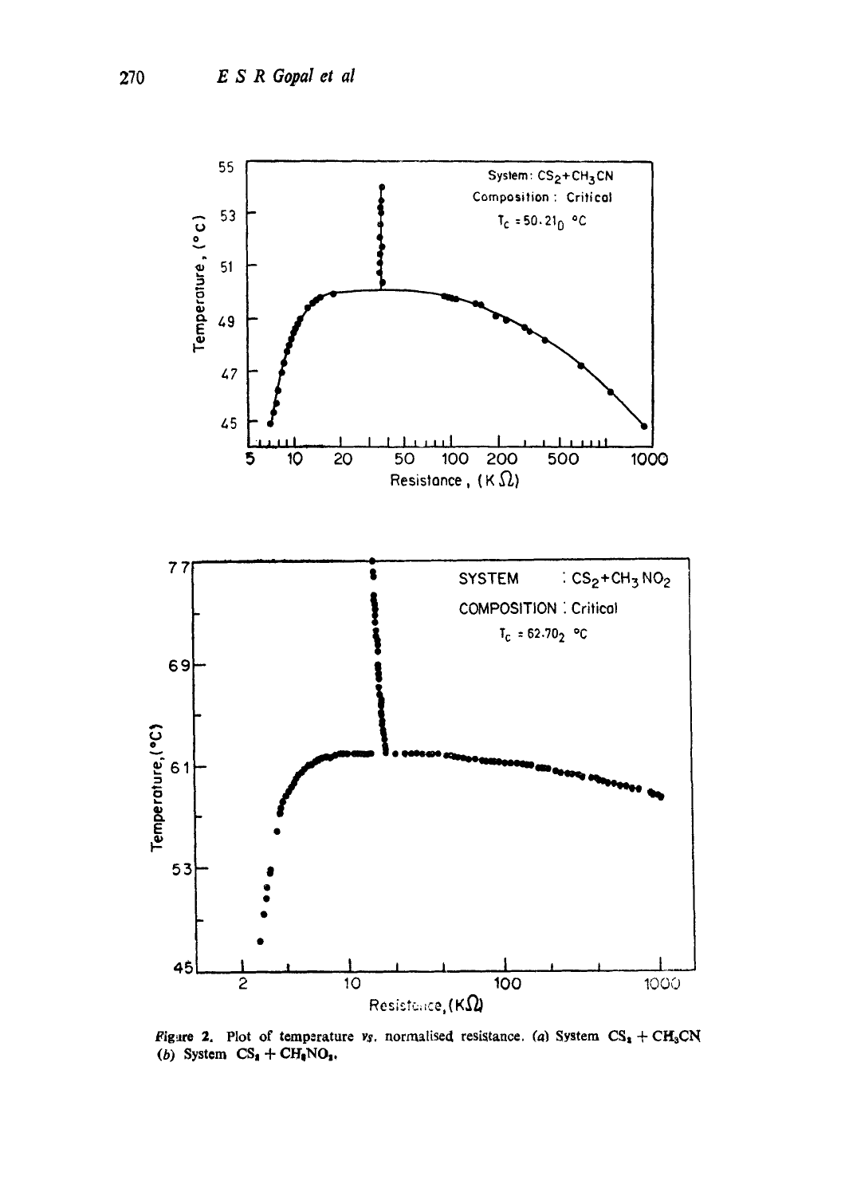System: $CS_2+CH_3CN$

Composition : Critical

$T_c = 50.21_0$ °C

Temperature, (°C)

55

53

51

49

47

45

5 10 20 50 100 200 500 1000

Resistance, (K Ω)

SYSTEM : $CS_2+CH_3NO_2$

COMPOSITION : Critical

$T_c = 62.70_2$ °C

Temperature, (°C)

77

69

61

53

45

2 10 100 1000

Resistance, (KΩ)

**Figure 2.** Plot of temperature *vs.* normalised resistance. (*a*) System $CS_2 + CH_3CN$ (*b*) System $CS_2 + CH_3NO_2$.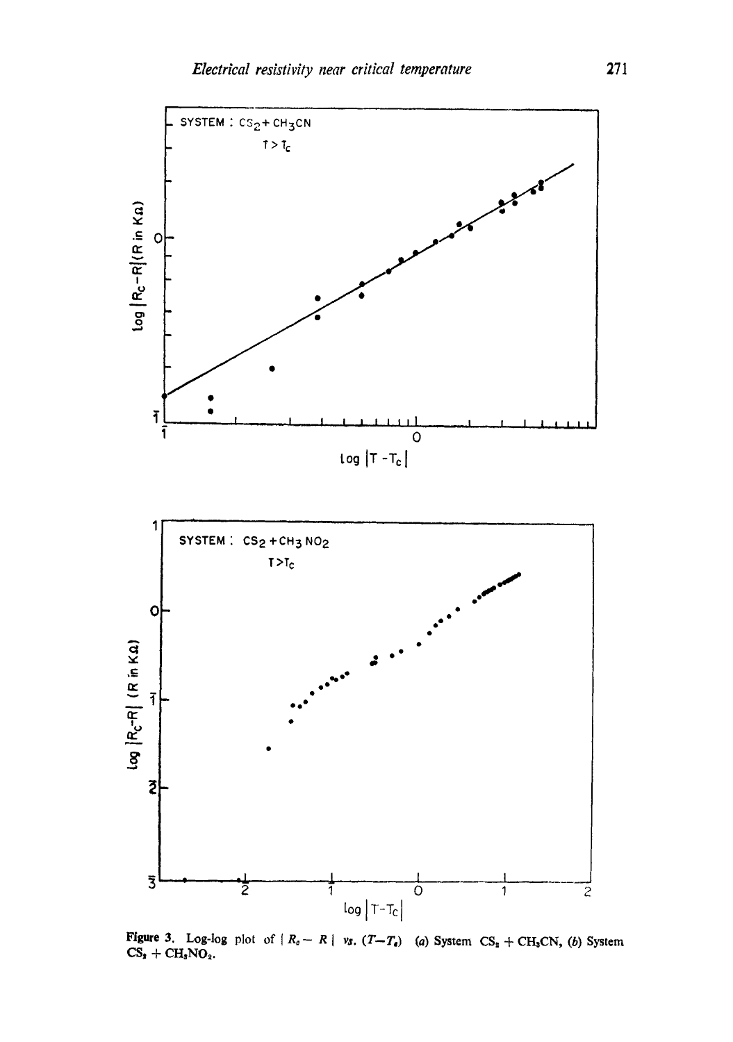SYSTEM : $CS_2 + CH_3CN$

$T > T_c$

Log $|R_c - R|$ (R in KΩ)

0

$\bar{1}$

$\bar{1}$

0

Log $|T - T_c|$

SYSTEM : $CS_2 + CH_3NO_2$

$T > T_c$

Log $|R_c - R|$ (R in KΩ)

1

0

$\bar{1}$

$\bar{2}$

$\bar{3}$

$\bar{2}$

$\bar{1}$

0

1

2

Log $|T - T_c|$

**Figure 3.** Log-log plot of $|R_c - R|$ *vs.* $(T - T_c)$ (*a*) System $CS_2 + CH_3CN$, (*b*) System $CS_2 + CH_3NO_2$.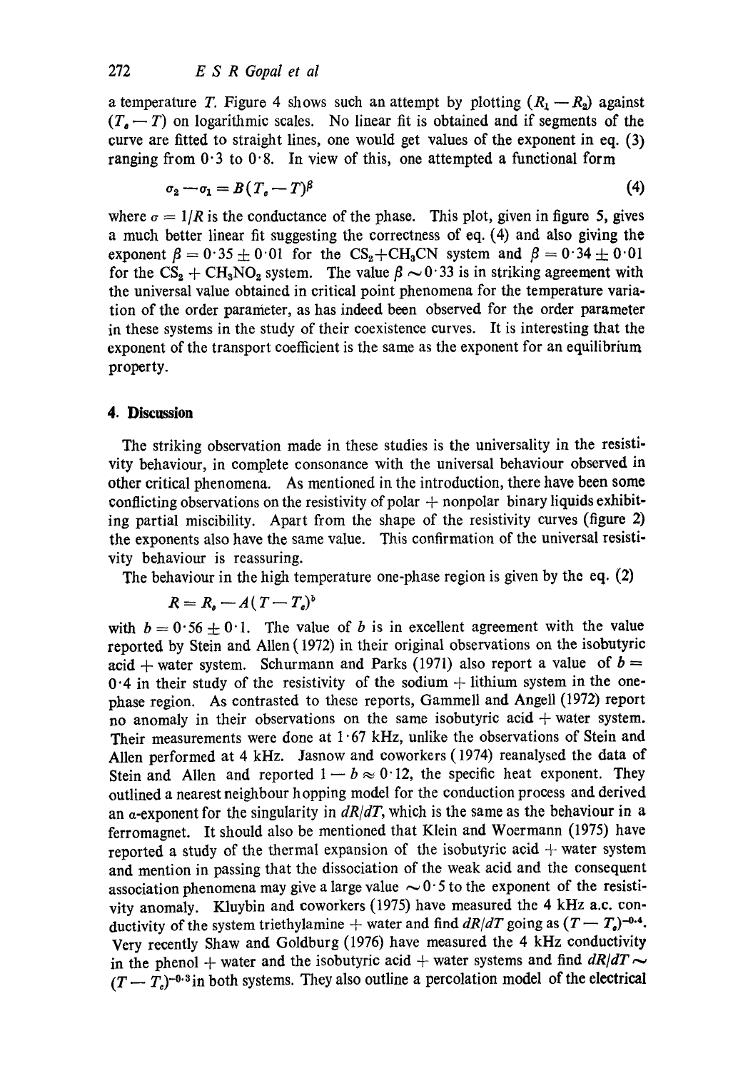a temperature $T$. Figure 4 shows such an attempt by plotting $(R_1 - R_2)$ against $(T_c - T)$ on logarithmic scales. No linear fit is obtained and if segments of the curve are fitted to straight lines, one would get values of the exponent in eq. (3) ranging from 0·3 to 0·8. In view of this, one attempted a functional form

$$\sigma_2 - \sigma_1 = B(T_c - T)^{\beta} \tag{4}$$

where $\sigma = 1/R$ is the conductance of the phase. This plot, given in figure 5, gives a much better linear fit suggesting the correctness of eq. (4) and also giving the exponent $\beta = 0{\cdot}35 \pm 0{\cdot}01$ for the $CS_2 + CH_3CN$ system and $\beta = 0{\cdot}34 \pm 0{\cdot}01$ for the $CS_2 + CH_3NO_2$ system. The value $\beta \sim 0{\cdot}33$ is in striking agreement with the universal value obtained in critical point phenomena for the temperature variation of the order parameter, as has indeed been observed for the order parameter in these systems in the study of their coexistence curves. It is interesting that the exponent of the transport coefficient is the same as the exponent for an equilibrium property.

## 4. Discussion

The striking observation made in these studies is the universality in the resistivity behaviour, in complete consonance with the universal behaviour observed in other critical phenomena. As mentioned in the introduction, there have been some conflicting observations on the resistivity of polar + nonpolar binary liquids exhibiting partial miscibility. Apart from the shape of the resistivity curves (figure 2) the exponents also have the same value. This confirmation of the universal resistivity behaviour is reassuring.

The behaviour in the high temperature one-phase region is given by the eq. (2)

$$R = R_c - A(T - T_c)^b$$

with $b = 0{\cdot}56 \pm 0{\cdot}1$. The value of $b$ is in excellent agreement with the value reported by Stein and Allen (1972) in their original observations on the isobutyric acid + water system. Schurmann and Parks (1971) also report a value of $b = 0{\cdot}4$ in their study of the resistivity of the sodium + lithium system in the one-phase region. As contrasted to these reports, Gammell and Angell (1972) report no anomaly in their observations on the same isobutyric acid + water system. Their measurements were done at 1·67 kHz, unlike the observations of Stein and Allen performed at 4 kHz. Jasnow and coworkers (1974) reanalysed the data of Stein and Allen and reported $1 - b \approx 0{\cdot}12$, the specific heat exponent. They outlined a nearest neighbour hopping model for the conduction process and derived an $\alpha$-exponent for the singularity in $dR/dT$, which is the same as the behaviour in a ferromagnet. It should also be mentioned that Klein and Woermann (1975) have reported a study of the thermal expansion of the isobutyric acid + water system and mention in passing that the dissociation of the weak acid and the consequent association phenomena may give a large value $\sim 0{\cdot}5$ to the exponent of the resistivity anomaly. Kluybin and coworkers (1975) have measured the 4 kHz a.c. conductivity of the system triethylamine + water and find $dR/dT$ going as $(T - T_c)^{-0{\cdot}4}$. Very recently Shaw and Goldburg (1976) have measured the 4 kHz conductivity in the phenol + water and the isobutyric acid + water systems and find $dR/dT \sim (T - T_c)^{-0{\cdot}3}$ in both systems. They also outline a percolation model of the electrical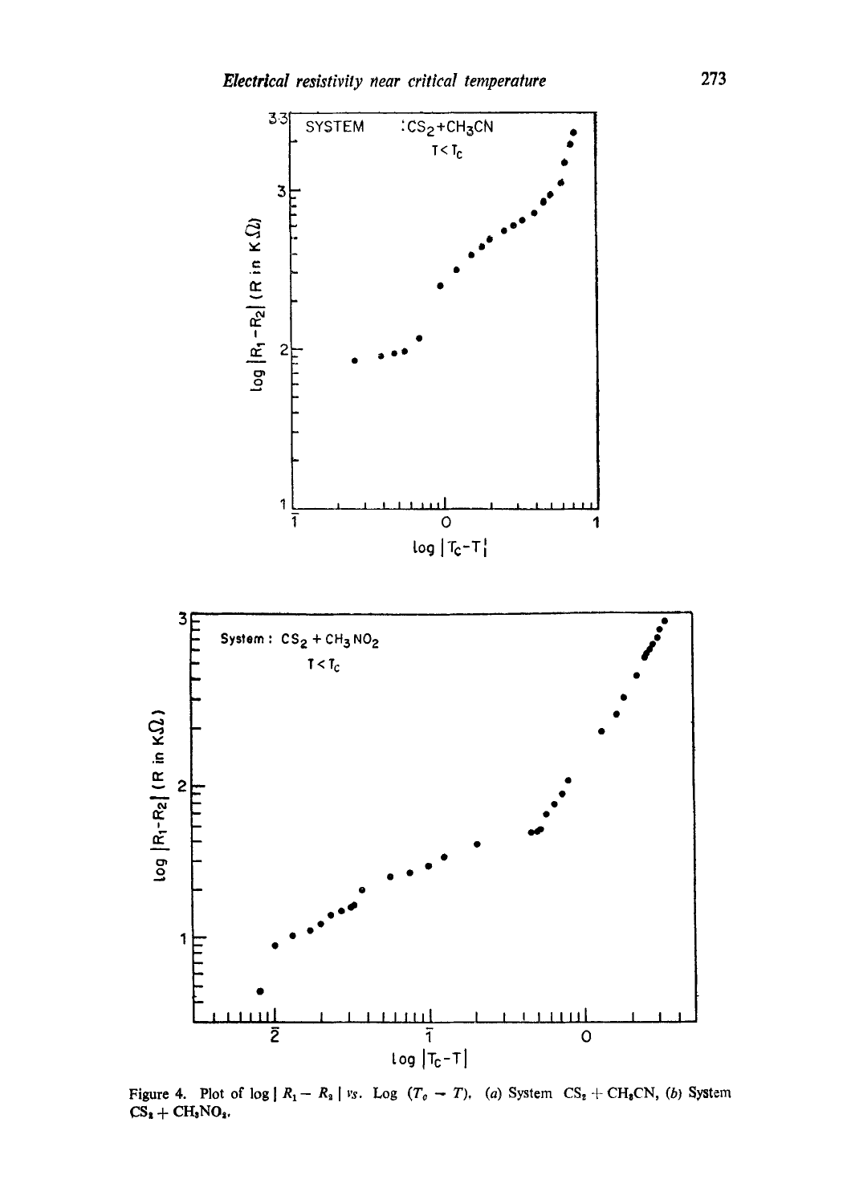SYSTEM : $CS_2+CH_3CN$

$T<T_c$

$\log|R_1-R_2|$ (R in K$\Omega$)

3.3

3

2

1

$\bar{1}$

0

1

$\log|T_c-T|$

System : $CS_2 + CH_3NO_2$

$T<T_c$

$\log|R_1-R_2|$ (R in K$\Omega$)

3

2

1

$\bar{2}$

$\bar{1}$

0

$\log|T_c-T|$

Figure 4. Plot of $\log|R_1 - R_2|$ vs. Log $(T_c - T)$. (a) System $CS_2 + CH_3CN$, (b) System $CS_2 + CH_3NO_2$.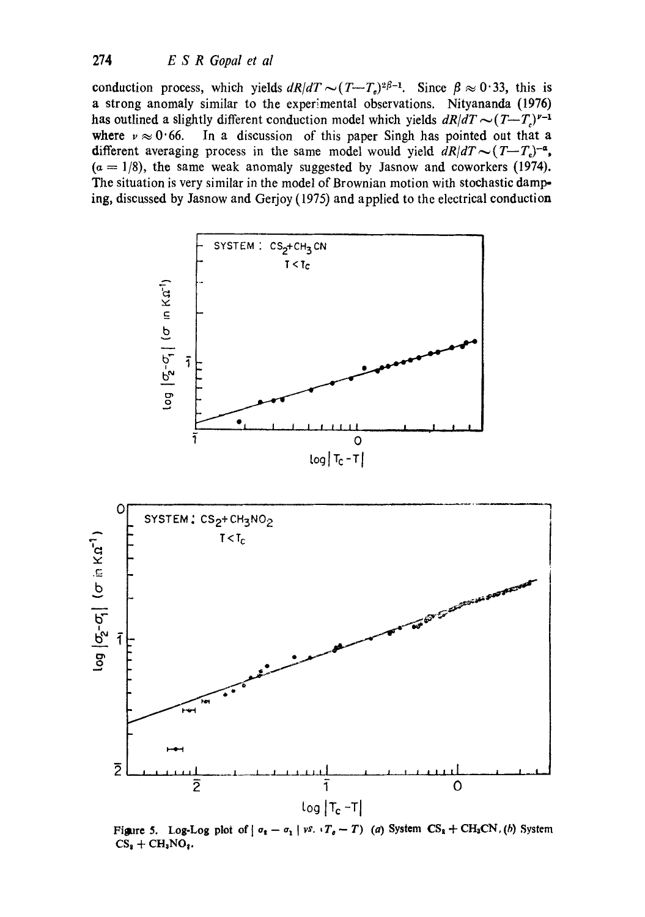conduction process, which yields $dR/dT \sim (T-T_c)^{2\beta-1}$. Since $\beta \approx 0{\cdot}33$, this is a strong anomaly similar to the experimental observations. Nityananda (1976) has outlined a slightly different conduction model which yields $dR/dT \sim (T-T_c)^{\nu-1}$ where $\nu \approx 0{\cdot}66$. In a discussion of this paper Singh has pointed out that a different averaging process in the same model would yield $dR/dT \sim (T-T_c)^{-\alpha}$, ($\alpha = 1/8$), the same weak anomaly suggested by Jasnow and coworkers (1974). The situation is very similar in the model of Brownian motion with stochastic damping, discussed by Jasnow and Gerjoy (1975) and applied to the electrical conduction

SYSTEM : $CS_2+CH_3CN$

$T<T_c$

$\log|\sigma_2-\sigma_1|$ ($\sigma$ in $K\Omega^{-1}$)

$\bar{1}$

$\bar{1}$

0

$\log|T_c-T|$

0

SYSTEM : $CS_2+CH_3NO_2$

$T<T_c$

$\log|\sigma_2-\sigma_1|$ ($\sigma$ in $K\Omega^{-1}$)

$\bar{1}$

$\bar{2}$

$\bar{2}$

$\bar{1}$

0

$\log|T_c-T|$

Figure 5. Log-Log plot of $|\sigma_2-\sigma_1|$ vs. $(T_c-T)$ (a) System $CS_2+CH_3CN$, (b) System $CS_2+CH_3NO_2$.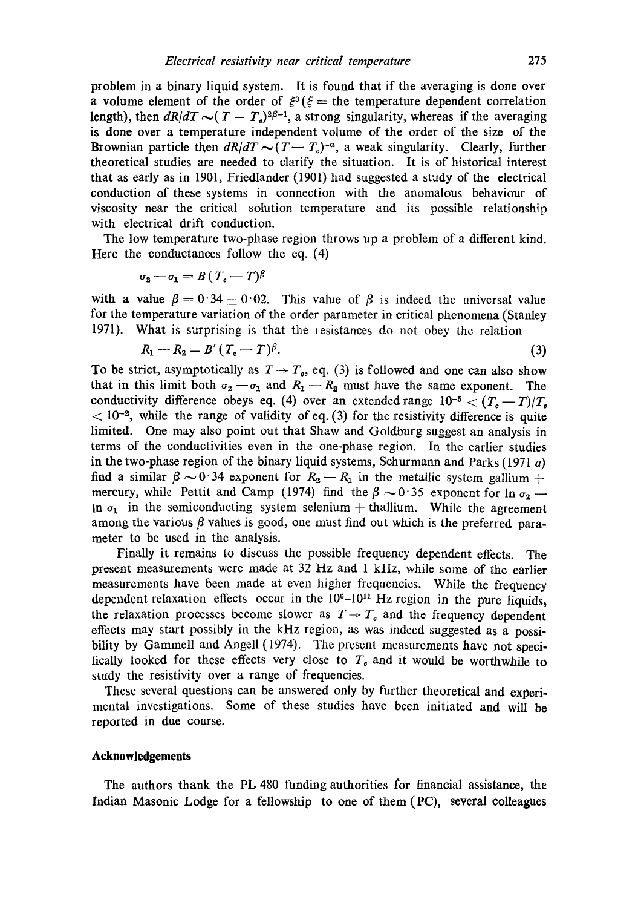problem in a binary liquid system. It is found that if the averaging is done over a volume element of the order of $\xi^3$ ($\xi$ = the temperature dependent correlation length), then $dR/dT \sim (T - T_c)^{2\beta-1}$, a strong singularity, whereas if the averaging is done over a temperature independent volume of the order of the size of the Brownian particle then $dR/dT \sim (T - T_c)^{-\alpha}$, a weak singularity. Clearly, further theoretical studies are needed to clarify the situation. It is of historical interest that as early as in 1901, Friedlander (1901) had suggested a study of the electrical conduction of these systems in connection with the anomalous behaviour of viscosity near the critical solution temperature and its possible relationship with electrical drift conduction.

The low temperature two-phase region throws up a problem of a different kind. Here the conductances follow the eq. (4)

$$\sigma_2 - \sigma_1 = B(T_c - T)^\beta$$

with a value $\beta = 0 \cdot 34 \pm 0 \cdot 02$. This value of $\beta$ is indeed the universal value for the temperature variation of the order parameter in critical phenomena (Stanley 1971). What is surprising is that the resistances do not obey the relation

$$R_1 - R_2 = B'(T_c - T)^\beta. \tag{3}$$

To be strict, asymptotically as $T \to T_c$, eq. (3) is followed and one can also show that in this limit both $\sigma_2 - \sigma_1$ and $R_1 - R_2$ must have the same exponent. The conductivity difference obeys eq. (4) over an extended range $10^{-5} < (T_c - T)/T_c < 10^{-2}$, while the range of validity of eq. (3) for the resistivity difference is quite limited. One may also point out that Shaw and Goldburg suggest an analysis in terms of the conductivities even in the one-phase region. In the earlier studies in the two-phase region of the binary liquid systems, Schurmann and Parks (1971 *a*) find a similar $\beta \sim 0 \cdot 34$ exponent for $R_2 - R_1$ in the metallic system gallium + mercury, while Pettit and Camp (1974) find the $\beta \sim 0 \cdot 35$ exponent for $\ln \sigma_2 - \ln \sigma_1$ in the semiconducting system selenium + thallium. While the agreement among the various $\beta$ values is good, one must find out which is the preferred parameter to be used in the analysis.

Finally it remains to discuss the possible frequency dependent effects. The present measurements were made at 32 Hz and 1 kHz, while some of the earlier measurements have been made at even higher frequencies. While the frequency dependent relaxation effects occur in the $10^6$–$10^{11}$ Hz region in the pure liquids, the relaxation processes become slower as $T \to T_c$ and the frequency dependent effects may start possibly in the kHz region, as was indeed suggested as a possibility by Gammell and Angell (1974). The present measurements have not specifically looked for these effects very close to $T_c$ and it would be worthwhile to study the resistivity over a range of frequencies.

These several questions can be answered only by further theoretical and experimental investigations. Some of these studies have been initiated and will be reported in due course.

## Acknowledgements

The authors thank the PL 480 funding authorities for financial assistance, the Indian Masonic Lodge for a fellowship to one of them (PC), several colleagues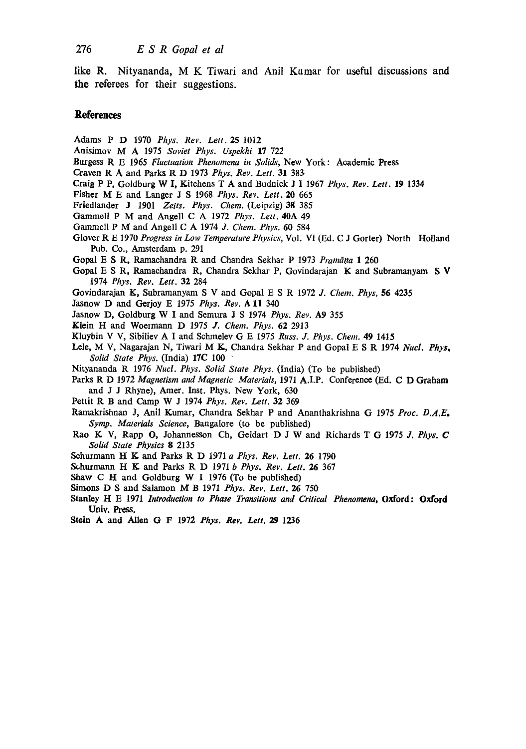like R. Nityananda, M K Tiwari and Anil Kumar for useful discussions and the referees for their suggestions.

## References

Adams P D 1970 *Phys. Rev. Lett.* **25** 1012

Anisimov M A 1975 *Soviet Phys. Uspekhi* **17** 722

Burgess R E 1965 *Fluctuation Phenomena in Solids*, New York: Academic Press

Craven R A and Parks R D 1973 *Phys. Rev. Lett.* **31** 383

Craig P P, Goldburg W I, Kitchens T A and Budnick J I 1967 *Phys. Rev. Lett.* **19** 1334

Fisher M E and Langer J S 1968 *Phys. Rev. Lett.* **20** 665

Friedlander J 1901 *Zeits. Phys. Chem.* (Leipzig) **38** 385

Gammell P M and Angell C A 1972 *Phys. Lett.* **40A** 49

Gammell P M and Angell C A 1974 *J. Chem. Phys.* **60** 584

Glover R E 1970 *Progress in Low Temperature Physics*, Vol. VI (Ed. C J Gorter) North Holland Pub. Co., Amsterdam p. 291

Gopal E S R, Ramachandra R and Chandra Sekhar P 1973 *Pramāṇa* **1** 260

Gopal E S R, Ramachandra R, Chandra Sekhar P, Govindarajan K and Subramanyam S V 1974 *Phys. Rev. Lett.* **32** 284

Govindarajan K, Subramanyam S V and Gopal E S R 1972 *J. Chem. Phys.* **56** 4235

Jasnow D and Gerjoy E 1975 *Phys. Rev.* **A 11** 340

Jasnow D, Goldburg W I and Semura J S 1974 *Phys. Rev.* **A9** 355

Klein H and Woermann D 1975 *J. Chem. Phys.* **62** 2913

Kluybin V V, Sibiliev A I and Schmelev G E 1975 *Russ. J. Phys. Chem.* **49** 1415

Lele, M V, Nagarajan N, Tiwari M K, Chandra Sekhar P and Gopal E S R 1974 *Nucl. Phys. Solid State Phys.* (India) **17C** 100

Nityananda R 1976 *Nucl. Phys. Solid State Phys.* (India) (To be published)

Parks R D 1972 *Magnetism and Magnetic Materials*, 1971 A.I.P. Conference (Ed. C D Graham and J J Rhyne), Amer. Inst. Phys. New York, 630

Pettit R B and Camp W J 1974 *Phys. Rev. Lett.* **32** 369

Ramakrishnan J, Anil Kumar, Chandra Sekhar P and Ananthakrishna G 1975 *Proc. D.A.E. Symp. Materials Science*, Bangalore (to be published)

Rao K V, Rapp O, Johannesson Ch, Geldart D J W and Richards T G 1975 *J. Phys. C Solid State Physics* **8** 2135

Schurmann H K and Parks R D 1971 *a Phys. Rev. Lett.* **26** 1790

Schurmann H K and Parks R D 1971 *b Phys. Rev. Lett.* **26** 367

Shaw C H and Goldburg W I 1976 (To be published)

Simons D S and Salamon M B 1971 *Phys. Rev. Lett.* **26** 750

Stanley H E 1971 *Introduction to Phase Transitions and Critical Phenomena*, Oxford: Oxford Univ. Press.

Stein A and Allen G F 1972 *Phys. Rev. Lett.* **29** 1236